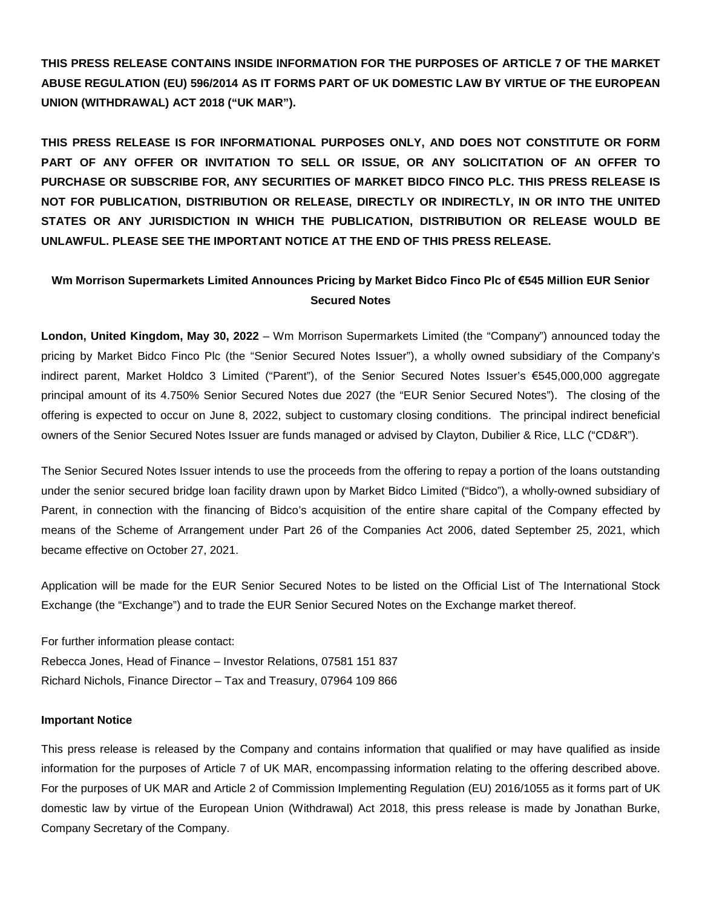**THIS PRESS RELEASE CONTAINS INSIDE INFORMATION FOR THE PURPOSES OF ARTICLE 7 OF THE MARKET ABUSE REGULATION (EU) 596/2014 AS IT FORMS PART OF UK DOMESTIC LAW BY VIRTUE OF THE EUROPEAN UNION (WITHDRAWAL) ACT 2018 ("UK MAR").**

**THIS PRESS RELEASE IS FOR INFORMATIONAL PURPOSES ONLY, AND DOES NOT CONSTITUTE OR FORM PART OF ANY OFFER OR INVITATION TO SELL OR ISSUE, OR ANY SOLICITATION OF AN OFFER TO PURCHASE OR SUBSCRIBE FOR, ANY SECURITIES OF MARKET BIDCO FINCO PLC. THIS PRESS RELEASE IS NOT FOR PUBLICATION, DISTRIBUTION OR RELEASE, DIRECTLY OR INDIRECTLY, IN OR INTO THE UNITED STATES OR ANY JURISDICTION IN WHICH THE PUBLICATION, DISTRIBUTION OR RELEASE WOULD BE UNLAWFUL. PLEASE SEE THE IMPORTANT NOTICE AT THE END OF THIS PRESS RELEASE.**

## Wm Morrison Supermarkets Limited Announces Pricing by Market Bidco Finco Plc of €545 Million EUR Senior Secured Notes

**London, United Kingdom, May 30, 2022** – Wm Morrison Supermarkets Limited (the "Company") announced today the pricing by Market Bidco Finco Plc (the "Senior Secured Notes Issuer"), a wholly owned subsidiary of the Company's indirect parent, Market Holdco 3 Limited ("Parent"), of the Senior Secured Notes Issuer's €545,000,000 aggregate principal amount of its 4.750% Senior Secured Notes due 2027 (the "EUR Senior Secured Notes"). The closing of the offering is expected to occur on June 8, 2022, subject to customary closing conditions. The principal indirect beneficial owners of the Senior Secured Notes Issuer are funds managed or advised by Clayton, Dubilier & Rice, LLC ("CD&R").

The Senior Secured Notes Issuer intends to use the proceeds from the offering to repay a portion of the loans outstanding under the senior secured bridge loan facility drawn upon by Market Bidco Limited ("Bidco"), a wholly-owned subsidiary of Parent, in connection with the financing of Bidco's acquisition of the entire share capital of the Company effected by means of the Scheme of Arrangement under Part 26 of the Companies Act 2006, dated September 25, 2021, which became effective on October 27, 2021.

Application will be made for the EUR Senior Secured Notes to be listed on the Official List of The International Stock Exchange (the "Exchange") and to trade the EUR Senior Secured Notes on the Exchange market thereof.

For further information please contact:
Rebecca Jones, Head of Finance – Investor Relations, 07581 151 837
Richard Nichols, Finance Director – Tax and Treasury, 07964 109 866

**Important Notice**

This press release is released by the Company and contains information that qualified or may have qualified as inside information for the purposes of Article 7 of UK MAR, encompassing information relating to the offering described above. For the purposes of UK MAR and Article 2 of Commission Implementing Regulation (EU) 2016/1055 as it forms part of UK domestic law by virtue of the European Union (Withdrawal) Act 2018, this press release is made by Jonathan Burke, Company Secretary of the Company.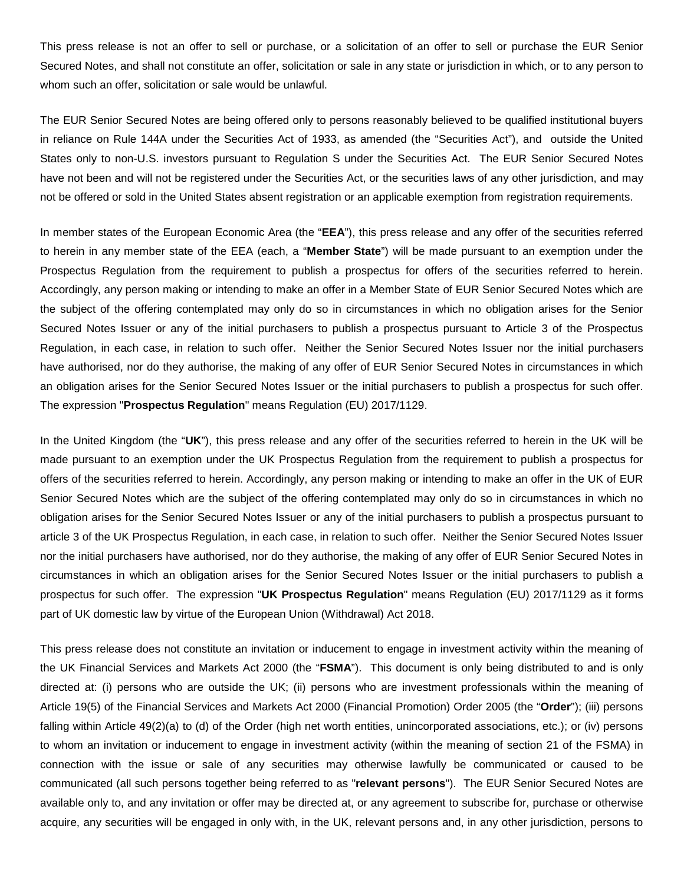This press release is not an offer to sell or purchase, or a solicitation of an offer to sell or purchase the EUR Senior Secured Notes, and shall not constitute an offer, solicitation or sale in any state or jurisdiction in which, or to any person to whom such an offer, solicitation or sale would be unlawful.

The EUR Senior Secured Notes are being offered only to persons reasonably believed to be qualified institutional buyers in reliance on Rule 144A under the Securities Act of 1933, as amended (the "Securities Act"), and outside the United States only to non-U.S. investors pursuant to Regulation S under the Securities Act. The EUR Senior Secured Notes have not been and will not be registered under the Securities Act, or the securities laws of any other jurisdiction, and may not be offered or sold in the United States absent registration or an applicable exemption from registration requirements.

In member states of the European Economic Area (the "**EEA**"), this press release and any offer of the securities referred to herein in any member state of the EEA (each, a "**Member State**") will be made pursuant to an exemption under the Prospectus Regulation from the requirement to publish a prospectus for offers of the securities referred to herein. Accordingly, any person making or intending to make an offer in a Member State of EUR Senior Secured Notes which are the subject of the offering contemplated may only do so in circumstances in which no obligation arises for the Senior Secured Notes Issuer or any of the initial purchasers to publish a prospectus pursuant to Article 3 of the Prospectus Regulation, in each case, in relation to such offer. Neither the Senior Secured Notes Issuer nor the initial purchasers have authorised, nor do they authorise, the making of any offer of EUR Senior Secured Notes in circumstances in which an obligation arises for the Senior Secured Notes Issuer or the initial purchasers to publish a prospectus for such offer. The expression "**Prospectus Regulation**" means Regulation (EU) 2017/1129.

In the United Kingdom (the "**UK**"), this press release and any offer of the securities referred to herein in the UK will be made pursuant to an exemption under the UK Prospectus Regulation from the requirement to publish a prospectus for offers of the securities referred to herein. Accordingly, any person making or intending to make an offer in the UK of EUR Senior Secured Notes which are the subject of the offering contemplated may only do so in circumstances in which no obligation arises for the Senior Secured Notes Issuer or any of the initial purchasers to publish a prospectus pursuant to article 3 of the UK Prospectus Regulation, in each case, in relation to such offer. Neither the Senior Secured Notes Issuer nor the initial purchasers have authorised, nor do they authorise, the making of any offer of EUR Senior Secured Notes in circumstances in which an obligation arises for the Senior Secured Notes Issuer or the initial purchasers to publish a prospectus for such offer. The expression "**UK Prospectus Regulation**" means Regulation (EU) 2017/1129 as it forms part of UK domestic law by virtue of the European Union (Withdrawal) Act 2018.

This press release does not constitute an invitation or inducement to engage in investment activity within the meaning of the UK Financial Services and Markets Act 2000 (the "**FSMA**"). This document is only being distributed to and is only directed at: (i) persons who are outside the UK; (ii) persons who are investment professionals within the meaning of Article 19(5) of the Financial Services and Markets Act 2000 (Financial Promotion) Order 2005 (the "**Order**"); (iii) persons falling within Article 49(2)(a) to (d) of the Order (high net worth entities, unincorporated associations, etc.); or (iv) persons to whom an invitation or inducement to engage in investment activity (within the meaning of section 21 of the FSMA) in connection with the issue or sale of any securities may otherwise lawfully be communicated or caused to be communicated (all such persons together being referred to as "**relevant persons**"). The EUR Senior Secured Notes are available only to, and any invitation or offer may be directed at, or any agreement to subscribe for, purchase or otherwise acquire, any securities will be engaged in only with, in the UK, relevant persons and, in any other jurisdiction, persons to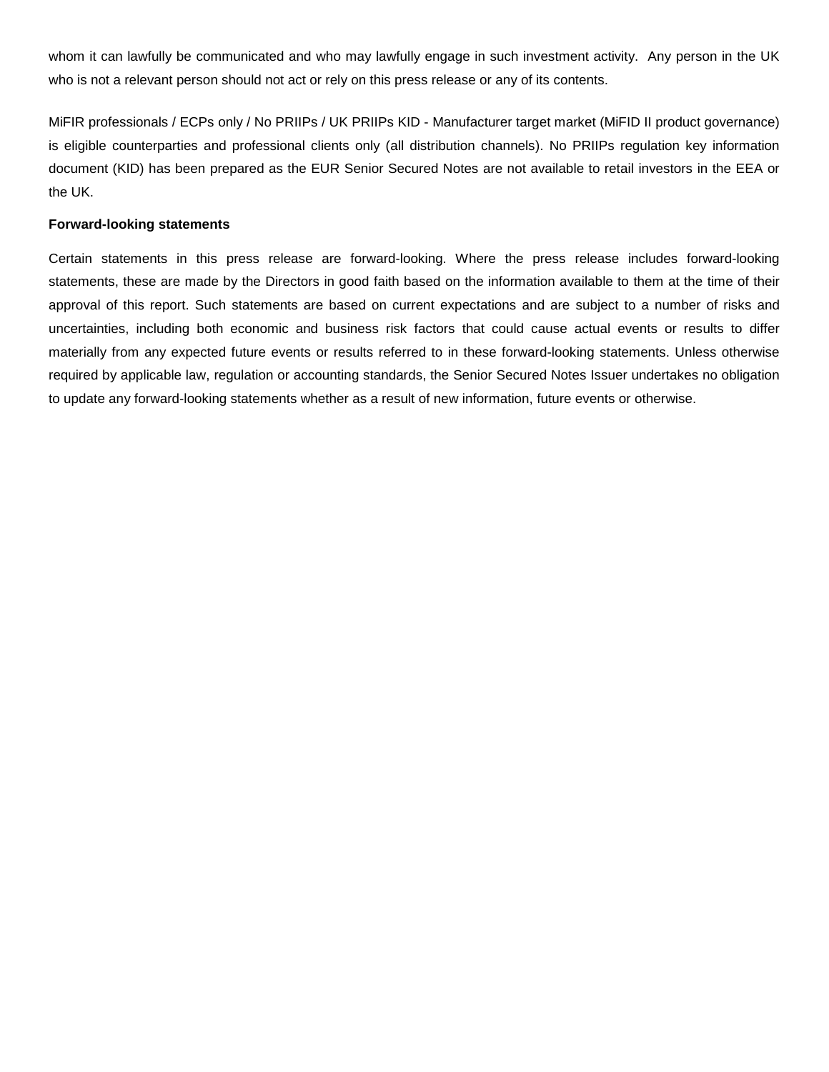whom it can lawfully be communicated and who may lawfully engage in such investment activity. Any person in the UK who is not a relevant person should not act or rely on this press release or any of its contents.

MiFIR professionals / ECPs only / No PRIIPs / UK PRIIPs KID - Manufacturer target market (MiFID II product governance) is eligible counterparties and professional clients only (all distribution channels). No PRIIPs regulation key information document (KID) has been prepared as the EUR Senior Secured Notes are not available to retail investors in the EEA or the UK.

**Forward-looking statements**

Certain statements in this press release are forward-looking. Where the press release includes forward-looking statements, these are made by the Directors in good faith based on the information available to them at the time of their approval of this report. Such statements are based on current expectations and are subject to a number of risks and uncertainties, including both economic and business risk factors that could cause actual events or results to differ materially from any expected future events or results referred to in these forward-looking statements. Unless otherwise required by applicable law, regulation or accounting standards, the Senior Secured Notes Issuer undertakes no obligation to update any forward-looking statements whether as a result of new information, future events or otherwise.